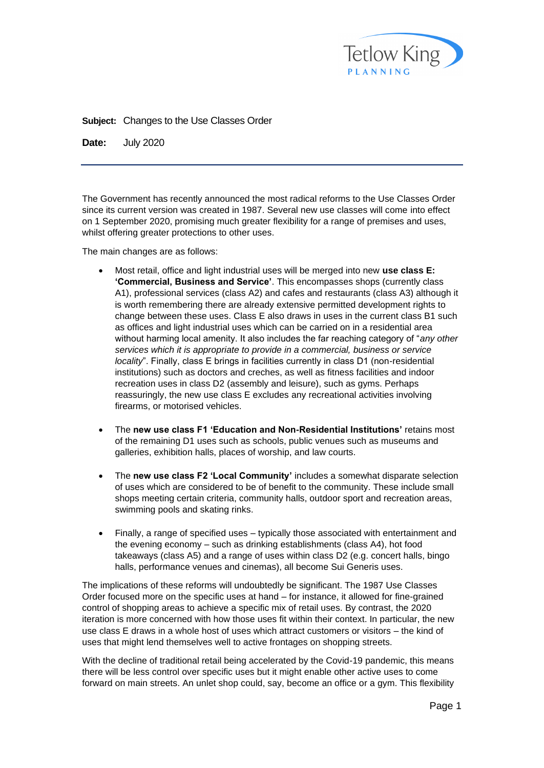**Subject:** Changes to the Use Classes Order

**Date:** July 2020

---

The Government has recently announced the most radical reforms to the Use Classes Order since its current version was created in 1987. Several new use classes will come into effect on 1 September 2020, promising much greater flexibility for a range of premises and uses, whilst offering greater protections to other uses.

The main changes are as follows:

- Most retail, office and light industrial uses will be merged into new **use class E: 'Commercial, Business and Service'**. This encompasses shops (currently class A1), professional services (class A2) and cafes and restaurants (class A3) although it is worth remembering there are already extensive permitted development rights to change between these uses. Class E also draws in uses in the current class B1 such as offices and light industrial uses which can be carried on in a residential area without harming local amenity. It also includes the far reaching category of "*any other services which it is appropriate to provide in a commercial, business or service locality*". Finally, class E brings in facilities currently in class D1 (non-residential institutions) such as doctors and creches, as well as fitness facilities and indoor recreation uses in class D2 (assembly and leisure), such as gyms. Perhaps reassuringly, the new use class E excludes any recreational activities involving firearms, or motorised vehicles.

- The **new use class F1 'Education and Non-Residential Institutions'** retains most of the remaining D1 uses such as schools, public venues such as museums and galleries, exhibition halls, places of worship, and law courts.

- The **new use class F2 'Local Community'** includes a somewhat disparate selection of uses which are considered to be of benefit to the community. These include small shops meeting certain criteria, community halls, outdoor sport and recreation areas, swimming pools and skating rinks.

- Finally, a range of specified uses – typically those associated with entertainment and the evening economy – such as drinking establishments (class A4), hot food takeaways (class A5) and a range of uses within class D2 (e.g. concert halls, bingo halls, performance venues and cinemas), all become Sui Generis uses.

The implications of these reforms will undoubtedly be significant. The 1987 Use Classes Order focused more on the specific uses at hand – for instance, it allowed for fine-grained control of shopping areas to achieve a specific mix of retail uses. By contrast, the 2020 iteration is more concerned with how those uses fit within their context. In particular, the new use class E draws in a whole host of uses which attract customers or visitors – the kind of uses that might lend themselves well to active frontages on shopping streets.

With the decline of traditional retail being accelerated by the Covid-19 pandemic, this means there will be less control over specific uses but it might enable other active uses to come forward on main streets. An unlet shop could, say, become an office or a gym. This flexibility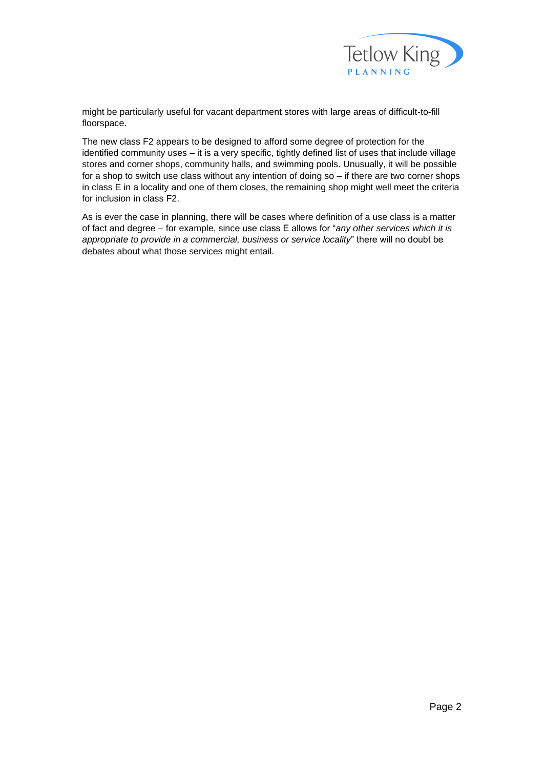might be particularly useful for vacant department stores with large areas of difficult-to-fill floorspace.

The new class F2 appears to be designed to afford some degree of protection for the identified community uses – it is a very specific, tightly defined list of uses that include village stores and corner shops, community halls, and swimming pools. Unusually, it will be possible for a shop to switch use class without any intention of doing so – if there are two corner shops in class E in a locality and one of them closes, the remaining shop might well meet the criteria for inclusion in class F2.

As is ever the case in planning, there will be cases where definition of a use class is a matter of fact and degree – for example, since use class E allows for "*any other services which it is appropriate to provide in a commercial, business or service locality*" there will no doubt be debates about what those services might entail.